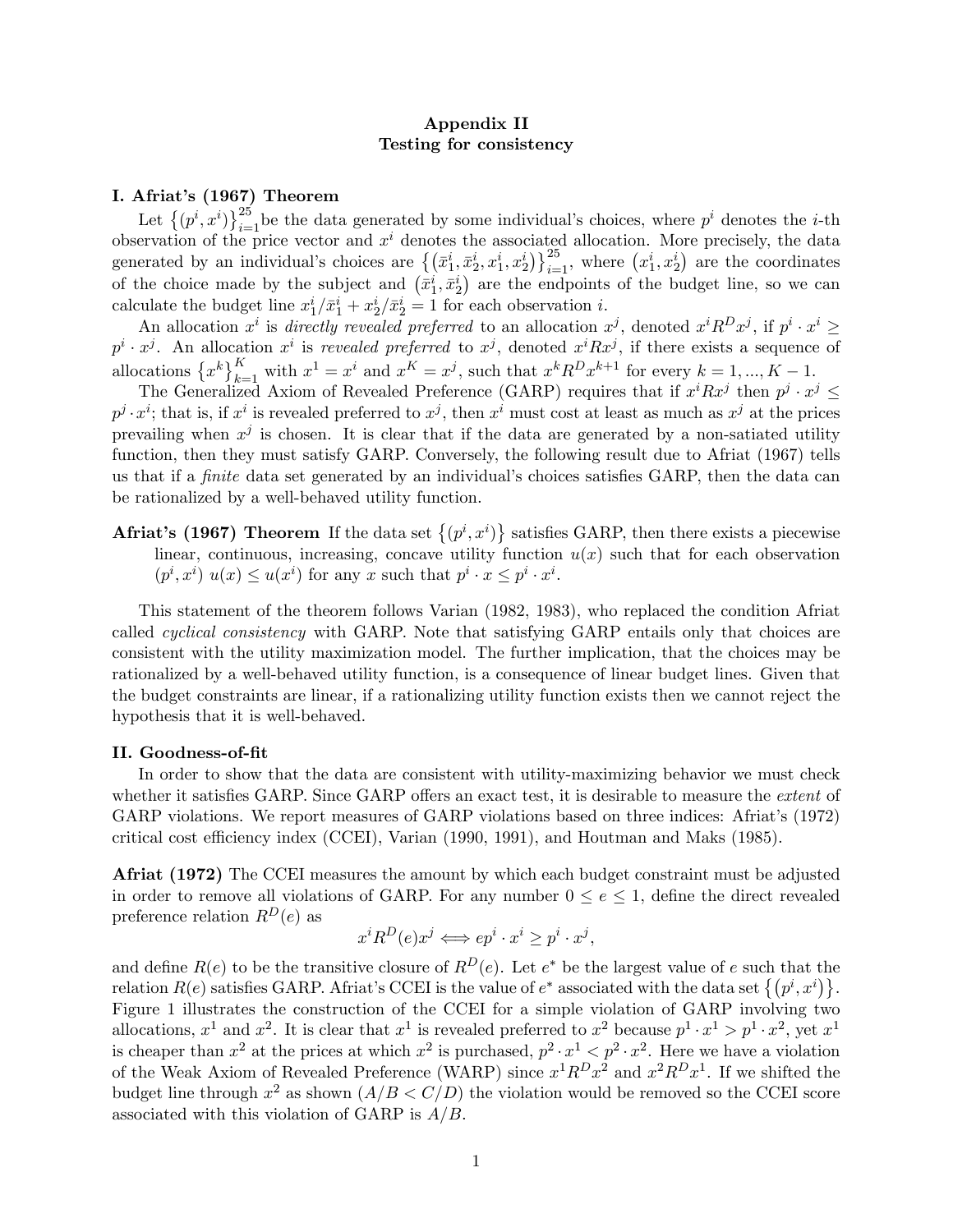# Appendix II
## Testing for consistency

### I. Afriat's (1967) Theorem

Let $\{(p^i, x^i)\}_{i=1}^{25}$ be the data generated by some individual's choices, where $p^i$ denotes the $i$-th observation of the price vector and $x^i$ denotes the associated allocation. More precisely, the data generated by an individual's choices are $\{(\bar{x}_1^i, \bar{x}_2^i, x_1^i, x_2^i)\}_{i=1}^{25}$, where $(x_1^i, x_2^i)$ are the coordinates of the choice made by the subject and $(\bar{x}_1^i, \bar{x}_2^i)$ are the endpoints of the budget line, so we can calculate the budget line $x_1^i/\bar{x}_1^i + x_2^i/\bar{x}_2^i = 1$ for each observation $i$.

An allocation $x^i$ is *directly revealed preferred* to an allocation $x^j$, denoted $x^i R^D x^j$, if $p^i \cdot x^i \geq p^i \cdot x^j$. An allocation $x^i$ is *revealed preferred* to $x^j$, denoted $x^i R x^j$, if there exists a sequence of allocations $\{x^k\}_{k=1}^{K}$ with $x^1 = x^i$ and $x^K = x^j$, such that $x^k R^D x^{k+1}$ for every $k = 1, ..., K-1$.

The Generalized Axiom of Revealed Preference (GARP) requires that if $x^i R x^j$ then $p^j \cdot x^j \leq p^j \cdot x^i$; that is, if $x^i$ is revealed preferred to $x^j$, then $x^i$ must cost at least as much as $x^j$ at the prices prevailing when $x^j$ is chosen. It is clear that if the data are generated by a non-satiated utility function, then they must satisfy GARP. Conversely, the following result due to Afriat (1967) tells us that if a *finite* data set generated by an individual's choices satisfies GARP, then the data can be rationalized by a well-behaved utility function.

**Afriat's (1967) Theorem** If the data set $\{(p^i, x^i)\}$ satisfies GARP, then there exists a piecewise linear, continuous, increasing, concave utility function $u(x)$ such that for each observation $(p^i, x^i)$ $u(x) \leq u(x^i)$ for any $x$ such that $p^i \cdot x \leq p^i \cdot x^i$.

This statement of the theorem follows Varian (1982, 1983), who replaced the condition Afriat called *cyclical consistency* with GARP. Note that satisfying GARP entails only that choices are consistent with the utility maximization model. The further implication, that the choices may be rationalized by a well-behaved utility function, is a consequence of linear budget lines. Given that the budget constraints are linear, if a rationalizing utility function exists then we cannot reject the hypothesis that it is well-behaved.

### II. Goodness-of-fit

In order to show that the data are consistent with utility-maximizing behavior we must check whether it satisfies GARP. Since GARP offers an exact test, it is desirable to measure the *extent* of GARP violations. We report measures of GARP violations based on three indices: Afriat's (1972) critical cost efficiency index (CCEI), Varian (1990, 1991), and Houtman and Maks (1985).

**Afriat (1972)** The CCEI measures the amount by which each budget constraint must be adjusted in order to remove all violations of GARP. For any number $0 \leq e \leq 1$, define the direct revealed preference relation $R^D(e)$ as

$$x^i R^D(e) x^j \Longleftrightarrow e p^i \cdot x^i \geq p^i \cdot x^j,$$

and define $R(e)$ to be the transitive closure of $R^D(e)$. Let $e^*$ be the largest value of $e$ such that the relation $R(e)$ satisfies GARP. Afriat's CCEI is the value of $e^*$ associated with the data set $\{(p^i, x^i)\}$. Figure 1 illustrates the construction of the CCEI for a simple violation of GARP involving two allocations, $x^1$ and $x^2$. It is clear that $x^1$ is revealed preferred to $x^2$ because $p^1 \cdot x^1 > p^1 \cdot x^2$, yet $x^1$ is cheaper than $x^2$ at the prices at which $x^2$ is purchased, $p^2 \cdot x^1 < p^2 \cdot x^2$. Here we have a violation of the Weak Axiom of Revealed Preference (WARP) since $x^1 R^D x^2$ and $x^2 R^D x^1$. If we shifted the budget line through $x^2$ as shown ($A/B < C/D$) the violation would be removed so the CCEI score associated with this violation of GARP is $A/B$.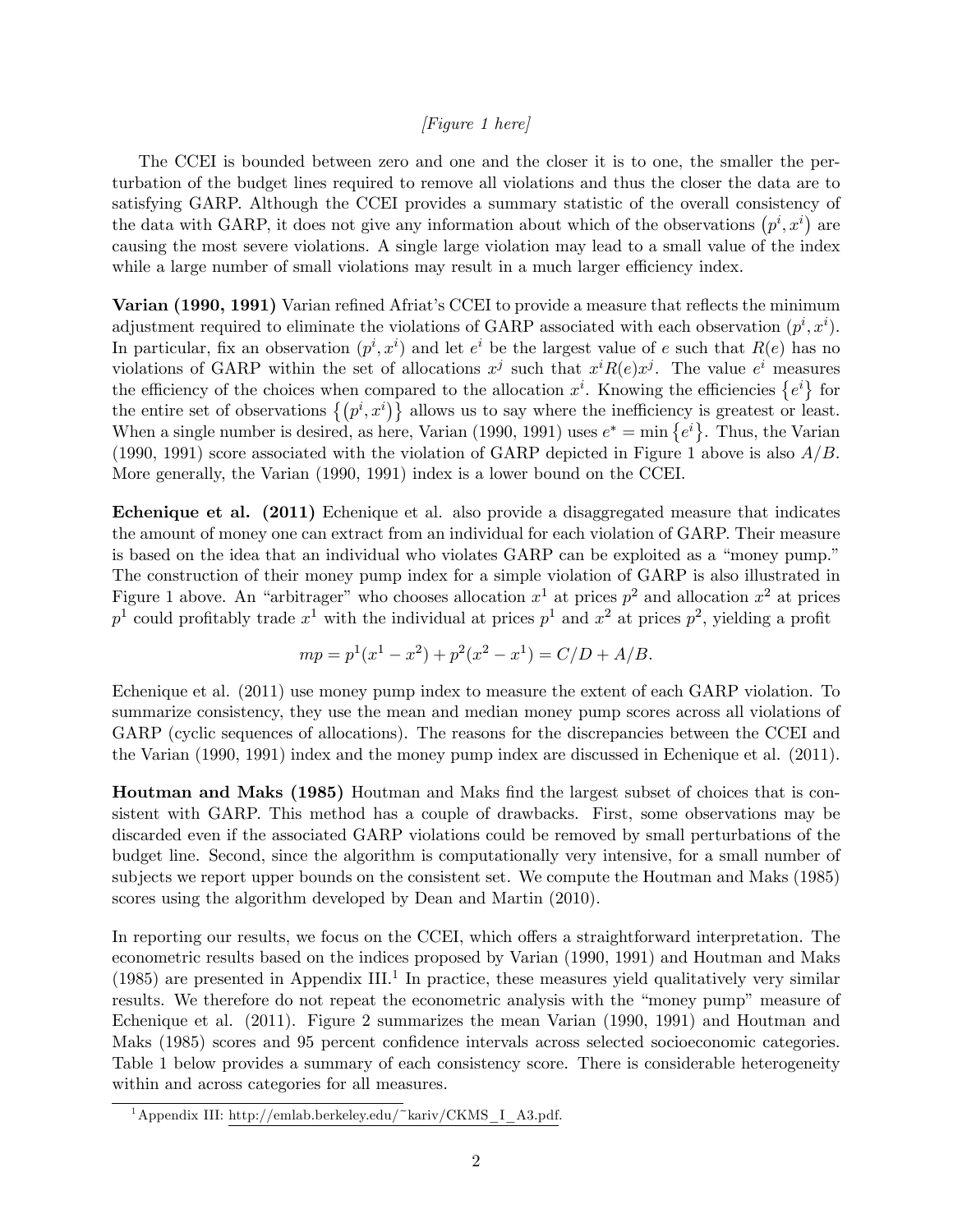*[Figure 1 here]*

The CCEI is bounded between zero and one and the closer it is to one, the smaller the perturbation of the budget lines required to remove all violations and thus the closer the data are to satisfying GARP. Although the CCEI provides a summary statistic of the overall consistency of the data with GARP, it does not give any information about which of the observations $(p^i, x^i)$ are causing the most severe violations. A single large violation may lead to a small value of the index while a large number of small violations may result in a much larger efficiency index.

**Varian (1990, 1991)** Varian refined Afriat's CCEI to provide a measure that reflects the minimum adjustment required to eliminate the violations of GARP associated with each observation $(p^i, x^i)$. In particular, fix an observation $(p^i, x^i)$ and let $e^i$ be the largest value of $e$ such that $R(e)$ has no violations of GARP within the set of allocations $x^j$ such that $x^i R(e) x^j$. The value $e^i$ measures the efficiency of the choices when compared to the allocation $x^i$. Knowing the efficiencies $\{e^i\}$ for the entire set of observations $\{(p^i, x^i)\}$ allows us to say where the inefficiency is greatest or least. When a single number is desired, as here, Varian (1990, 1991) uses $e^* = \min \{e^i\}$. Thus, the Varian (1990, 1991) score associated with the violation of GARP depicted in Figure 1 above is also $A/B$. More generally, the Varian (1990, 1991) index is a lower bound on the CCEI.

**Echenique et al. (2011)** Echenique et al. also provide a disaggregated measure that indicates the amount of money one can extract from an individual for each violation of GARP. Their measure is based on the idea that an individual who violates GARP can be exploited as a "money pump." The construction of their money pump index for a simple violation of GARP is also illustrated in Figure 1 above. An "arbitrager" who chooses allocation $x^1$ at prices $p^2$ and allocation $x^2$ at prices $p^1$ could profitably trade $x^1$ with the individual at prices $p^1$ and $x^2$ at prices $p^2$, yielding a profit

$$mp = p^1(x^1 - x^2) + p^2(x^2 - x^1) = C/D + A/B.$$

Echenique et al. (2011) use money pump index to measure the extent of each GARP violation. To summarize consistency, they use the mean and median money pump scores across all violations of GARP (cyclic sequences of allocations). The reasons for the discrepancies between the CCEI and the Varian (1990, 1991) index and the money pump index are discussed in Echenique et al. (2011).

**Houtman and Maks (1985)** Houtman and Maks find the largest subset of choices that is consistent with GARP. This method has a couple of drawbacks. First, some observations may be discarded even if the associated GARP violations could be removed by small perturbations of the budget line. Second, since the algorithm is computationally very intensive, for a small number of subjects we report upper bounds on the consistent set. We compute the Houtman and Maks (1985) scores using the algorithm developed by Dean and Martin (2010).

In reporting our results, we focus on the CCEI, which offers a straightforward interpretation. The econometric results based on the indices proposed by Varian (1990, 1991) and Houtman and Maks (1985) are presented in Appendix III.[1] In practice, these measures yield qualitatively very similar results. We therefore do not repeat the econometric analysis with the "money pump" measure of Echenique et al. (2011). Figure 2 summarizes the mean Varian (1990, 1991) and Houtman and Maks (1985) scores and 95 percent confidence intervals across selected socioeconomic categories. Table 1 below provides a summary of each consistency score. There is considerable heterogeneity within and across categories for all measures.

[1] Appendix III: http://emlab.berkeley.edu/~kariv/CKMS_I_A3.pdf.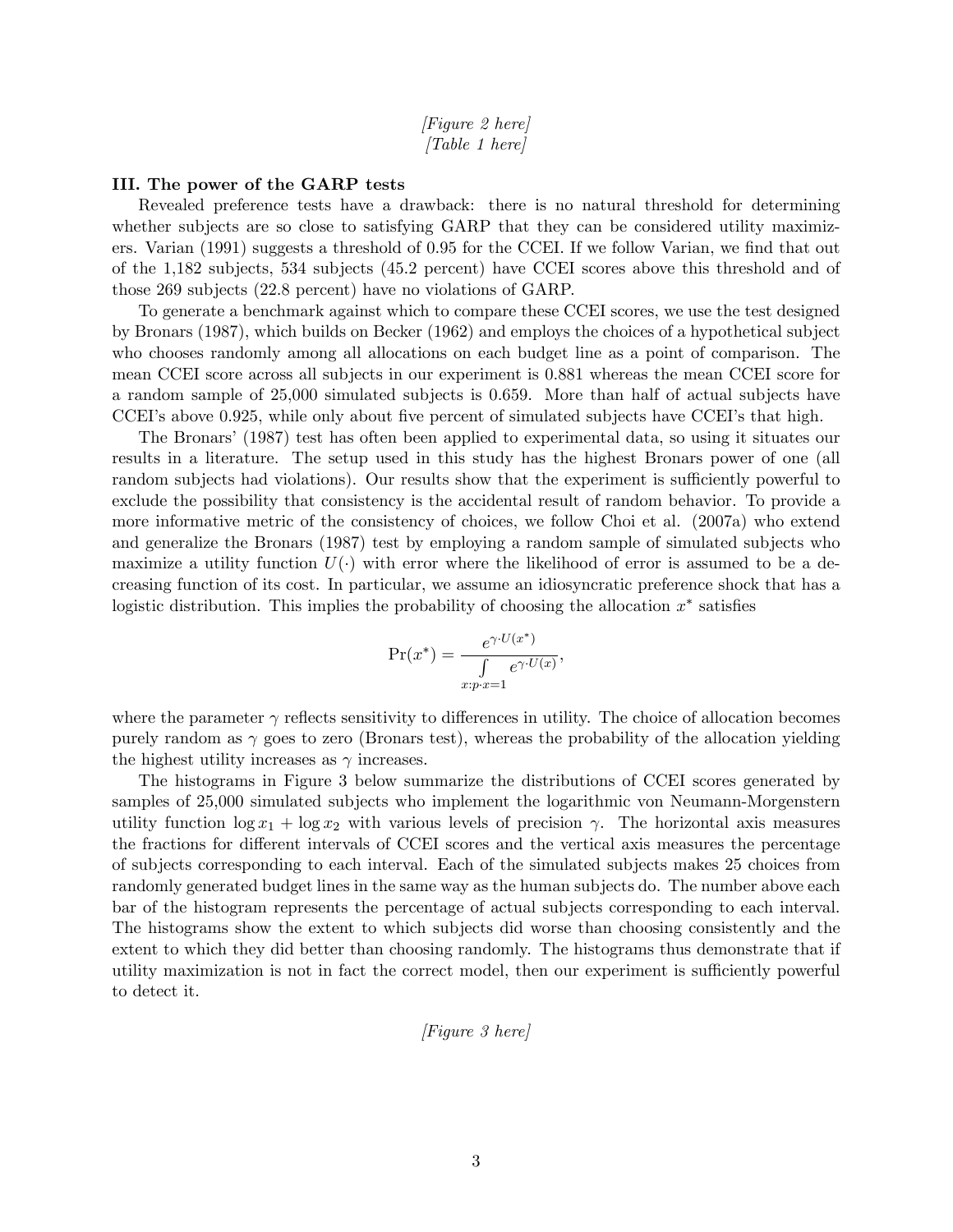*[Figure 2 here]*
*[Table 1 here]*

**III. The power of the GARP tests**

Revealed preference tests have a drawback: there is no natural threshold for determining whether subjects are so close to satisfying GARP that they can be considered utility maximizers. Varian (1991) suggests a threshold of 0.95 for the CCEI. If we follow Varian, we find that out of the 1,182 subjects, 534 subjects (45.2 percent) have CCEI scores above this threshold and of those 269 subjects (22.8 percent) have no violations of GARP.

To generate a benchmark against which to compare these CCEI scores, we use the test designed by Bronars (1987), which builds on Becker (1962) and employs the choices of a hypothetical subject who chooses randomly among all allocations on each budget line as a point of comparison. The mean CCEI score across all subjects in our experiment is 0.881 whereas the mean CCEI score for a random sample of 25,000 simulated subjects is 0.659. More than half of actual subjects have CCEI's above 0.925, while only about five percent of simulated subjects have CCEI's that high.

The Bronars' (1987) test has often been applied to experimental data, so using it situates our results in a literature. The setup used in this study has the highest Bronars power of one (all random subjects had violations). Our results show that the experiment is sufficiently powerful to exclude the possibility that consistency is the accidental result of random behavior. To provide a more informative metric of the consistency of choices, we follow Choi et al. (2007a) who extend and generalize the Bronars (1987) test by employing a random sample of simulated subjects who maximize a utility function $U(\cdot)$ with error where the likelihood of error is assumed to be a decreasing function of its cost. In particular, we assume an idiosyncratic preference shock that has a logistic distribution. This implies the probability of choosing the allocation $x^*$ satisfies

$$\Pr(x^*) = \frac{e^{\gamma \cdot U(x^*)}}{\int\limits_{x:p \cdot x = 1} e^{\gamma \cdot U(x)}},$$

where the parameter $\gamma$ reflects sensitivity to differences in utility. The choice of allocation becomes purely random as $\gamma$ goes to zero (Bronars test), whereas the probability of the allocation yielding the highest utility increases as $\gamma$ increases.

The histograms in Figure 3 below summarize the distributions of CCEI scores generated by samples of 25,000 simulated subjects who implement the logarithmic von Neumann-Morgenstern utility function $\log x_1 + \log x_2$ with various levels of precision $\gamma$. The horizontal axis measures the fractions for different intervals of CCEI scores and the vertical axis measures the percentage of subjects corresponding to each interval. Each of the simulated subjects makes 25 choices from randomly generated budget lines in the same way as the human subjects do. The number above each bar of the histogram represents the percentage of actual subjects corresponding to each interval. The histograms show the extent to which subjects did worse than choosing consistently and the extent to which they did better than choosing randomly. The histograms thus demonstrate that if utility maximization is not in fact the correct model, then our experiment is sufficiently powerful to detect it.

*[Figure 3 here]*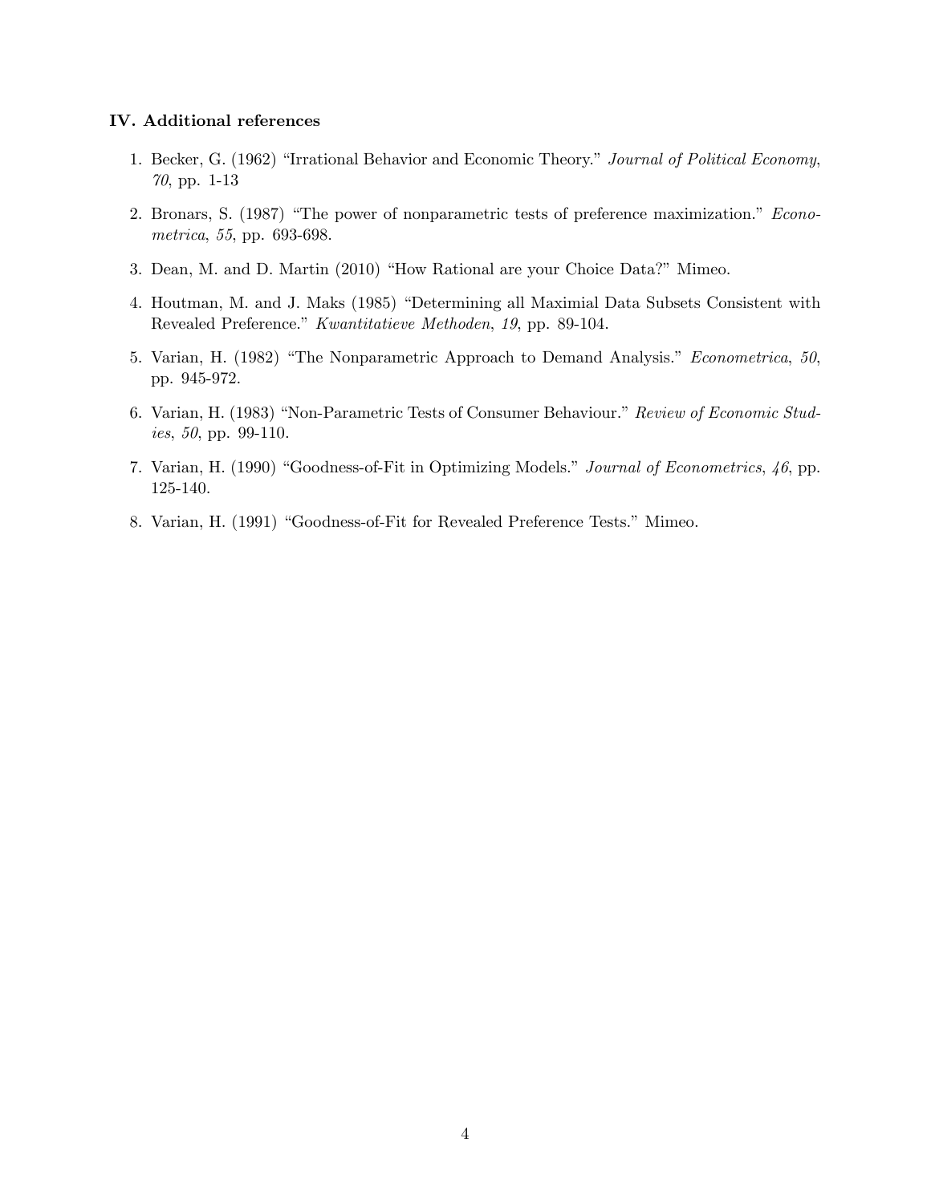### IV. Additional references

1. Becker, G. (1962) "Irrational Behavior and Economic Theory." *Journal of Political Economy*, *70*, pp. 1-13
2. Bronars, S. (1987) "The power of nonparametric tests of preference maximization." *Econometrica*, *55*, pp. 693-698.
3. Dean, M. and D. Martin (2010) "How Rational are your Choice Data?" Mimeo.
4. Houtman, M. and J. Maks (1985) "Determining all Maximial Data Subsets Consistent with Revealed Preference." *Kwantitatieve Methoden*, *19*, pp. 89-104.
5. Varian, H. (1982) "The Nonparametric Approach to Demand Analysis." *Econometrica*, *50*, pp. 945-972.
6. Varian, H. (1983) "Non-Parametric Tests of Consumer Behaviour." *Review of Economic Studies*, *50*, pp. 99-110.
7. Varian, H. (1990) "Goodness-of-Fit in Optimizing Models." *Journal of Econometrics*, *46*, pp. 125-140.
8. Varian, H. (1991) "Goodness-of-Fit for Revealed Preference Tests." Mimeo.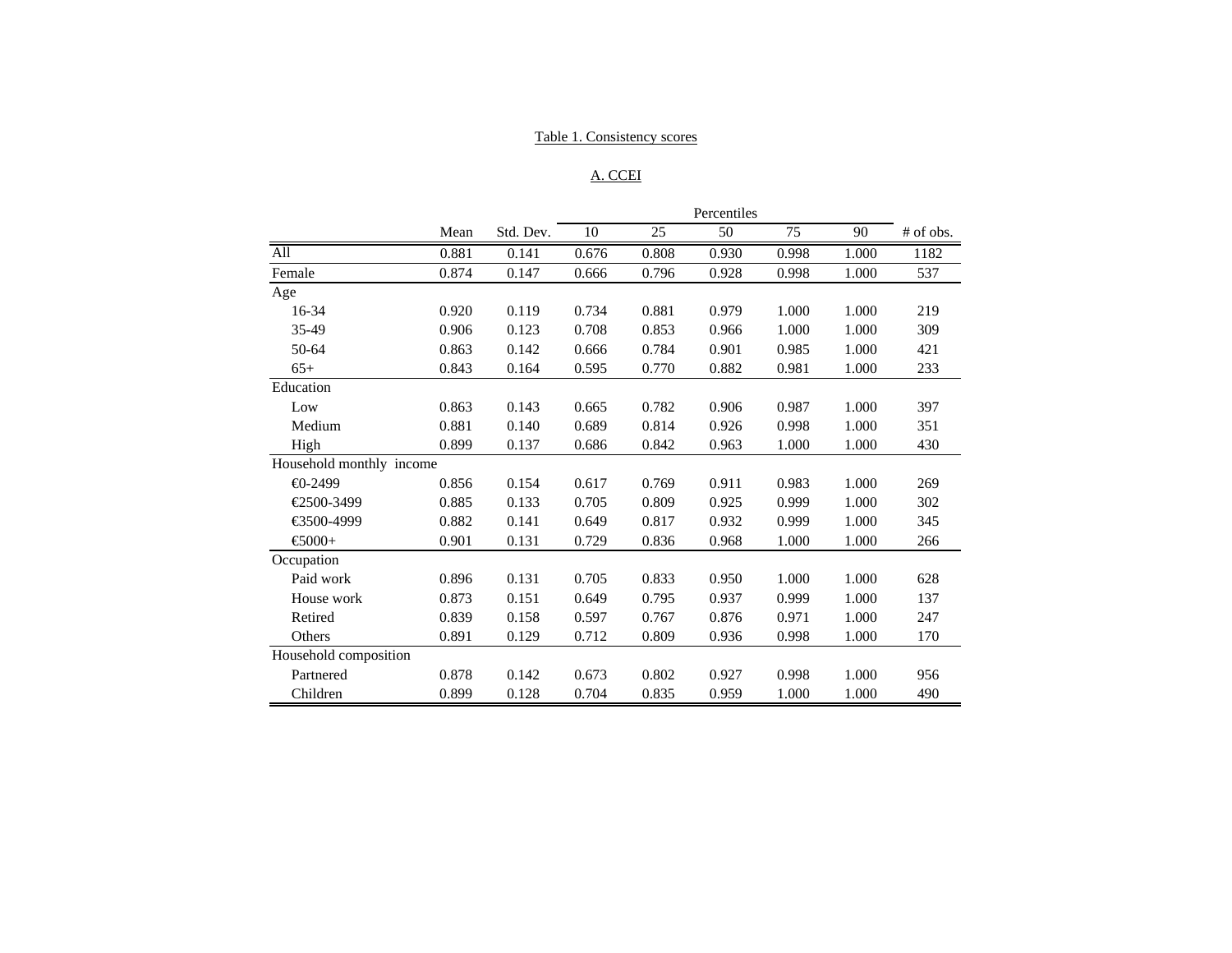Table 1. Consistency scores

A. CCEI

| | Mean | Std. Dev. | Percentiles | | | | | # of obs. |
|---|---|---|---|---|---|---|---|---|
| | | | 10 | 25 | 50 | 75 | 90 | |
| All | 0.881 | 0.141 | 0.676 | 0.808 | 0.930 | 0.998 | 1.000 | 1182 |
| Female | 0.874 | 0.147 | 0.666 | 0.796 | 0.928 | 0.998 | 1.000 | 537 |
| Age | | | | | | | | |
| 16-34 | 0.920 | 0.119 | 0.734 | 0.881 | 0.979 | 1.000 | 1.000 | 219 |
| 35-49 | 0.906 | 0.123 | 0.708 | 0.853 | 0.966 | 1.000 | 1.000 | 309 |
| 50-64 | 0.863 | 0.142 | 0.666 | 0.784 | 0.901 | 0.985 | 1.000 | 421 |
| 65+ | 0.843 | 0.164 | 0.595 | 0.770 | 0.882 | 0.981 | 1.000 | 233 |
| Education | | | | | | | | |
| Low | 0.863 | 0.143 | 0.665 | 0.782 | 0.906 | 0.987 | 1.000 | 397 |
| Medium | 0.881 | 0.140 | 0.689 | 0.814 | 0.926 | 0.998 | 1.000 | 351 |
| High | 0.899 | 0.137 | 0.686 | 0.842 | 0.963 | 1.000 | 1.000 | 430 |
| Household monthly income | | | | | | | | |
| €0-2499 | 0.856 | 0.154 | 0.617 | 0.769 | 0.911 | 0.983 | 1.000 | 269 |
| €2500-3499 | 0.885 | 0.133 | 0.705 | 0.809 | 0.925 | 0.999 | 1.000 | 302 |
| €3500-4999 | 0.882 | 0.141 | 0.649 | 0.817 | 0.932 | 0.999 | 1.000 | 345 |
| €5000+ | 0.901 | 0.131 | 0.729 | 0.836 | 0.968 | 1.000 | 1.000 | 266 |
| Occupation | | | | | | | | |
| Paid work | 0.896 | 0.131 | 0.705 | 0.833 | 0.950 | 1.000 | 1.000 | 628 |
| House work | 0.873 | 0.151 | 0.649 | 0.795 | 0.937 | 0.999 | 1.000 | 137 |
| Retired | 0.839 | 0.158 | 0.597 | 0.767 | 0.876 | 0.971 | 1.000 | 247 |
| Others | 0.891 | 0.129 | 0.712 | 0.809 | 0.936 | 0.998 | 1.000 | 170 |
| Household composition | | | | | | | | |
| Partnered | 0.878 | 0.142 | 0.673 | 0.802 | 0.927 | 0.998 | 1.000 | 956 |
| Children | 0.899 | 0.128 | 0.704 | 0.835 | 0.959 | 1.000 | 1.000 | 490 |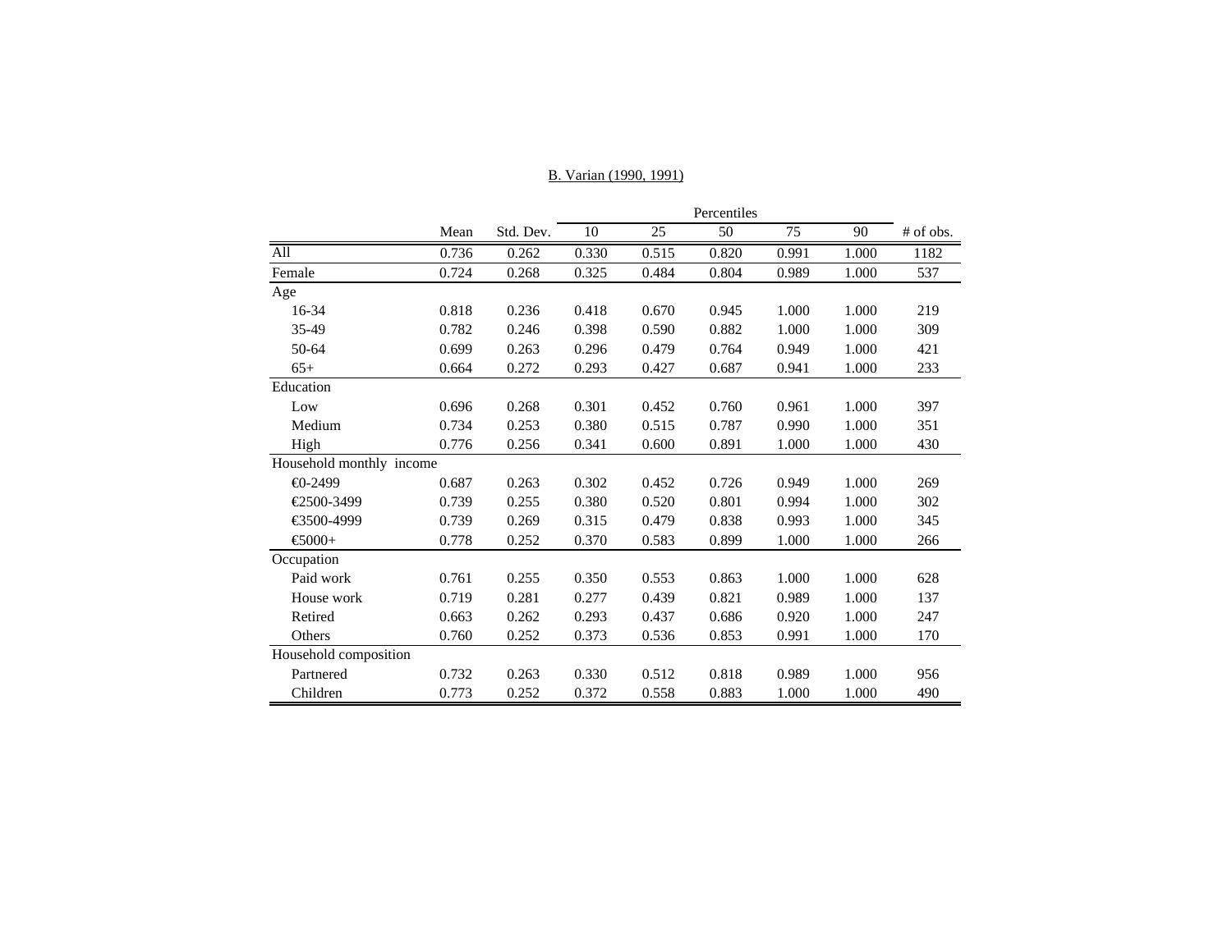B. Varian (1990, 1991)

| | Mean | Std. Dev. | Percentiles | | | | | # of obs. |
|---|---|---|---|---|---|---|---|---|
| | | | 10 | 25 | 50 | 75 | 90 | |
| All | 0.736 | 0.262 | 0.330 | 0.515 | 0.820 | 0.991 | 1.000 | 1182 |
| Female | 0.724 | 0.268 | 0.325 | 0.484 | 0.804 | 0.989 | 1.000 | 537 |
| Age | | | | | | | | |
| 16-34 | 0.818 | 0.236 | 0.418 | 0.670 | 0.945 | 1.000 | 1.000 | 219 |
| 35-49 | 0.782 | 0.246 | 0.398 | 0.590 | 0.882 | 1.000 | 1.000 | 309 |
| 50-64 | 0.699 | 0.263 | 0.296 | 0.479 | 0.764 | 0.949 | 1.000 | 421 |
| 65+ | 0.664 | 0.272 | 0.293 | 0.427 | 0.687 | 0.941 | 1.000 | 233 |
| Education | | | | | | | | |
| Low | 0.696 | 0.268 | 0.301 | 0.452 | 0.760 | 0.961 | 1.000 | 397 |
| Medium | 0.734 | 0.253 | 0.380 | 0.515 | 0.787 | 0.990 | 1.000 | 351 |
| High | 0.776 | 0.256 | 0.341 | 0.600 | 0.891 | 1.000 | 1.000 | 430 |
| Household monthly income | | | | | | | | |
| €0-2499 | 0.687 | 0.263 | 0.302 | 0.452 | 0.726 | 0.949 | 1.000 | 269 |
| €2500-3499 | 0.739 | 0.255 | 0.380 | 0.520 | 0.801 | 0.994 | 1.000 | 302 |
| €3500-4999 | 0.739 | 0.269 | 0.315 | 0.479 | 0.838 | 0.993 | 1.000 | 345 |
| €5000+ | 0.778 | 0.252 | 0.370 | 0.583 | 0.899 | 1.000 | 1.000 | 266 |
| Occupation | | | | | | | | |
| Paid work | 0.761 | 0.255 | 0.350 | 0.553 | 0.863 | 1.000 | 1.000 | 628 |
| House work | 0.719 | 0.281 | 0.277 | 0.439 | 0.821 | 0.989 | 1.000 | 137 |
| Retired | 0.663 | 0.262 | 0.293 | 0.437 | 0.686 | 0.920 | 1.000 | 247 |
| Others | 0.760 | 0.252 | 0.373 | 0.536 | 0.853 | 0.991 | 1.000 | 170 |
| Household composition | | | | | | | | |
| Partnered | 0.732 | 0.263 | 0.330 | 0.512 | 0.818 | 0.989 | 1.000 | 956 |
| Children | 0.773 | 0.252 | 0.372 | 0.558 | 0.883 | 1.000 | 1.000 | 490 |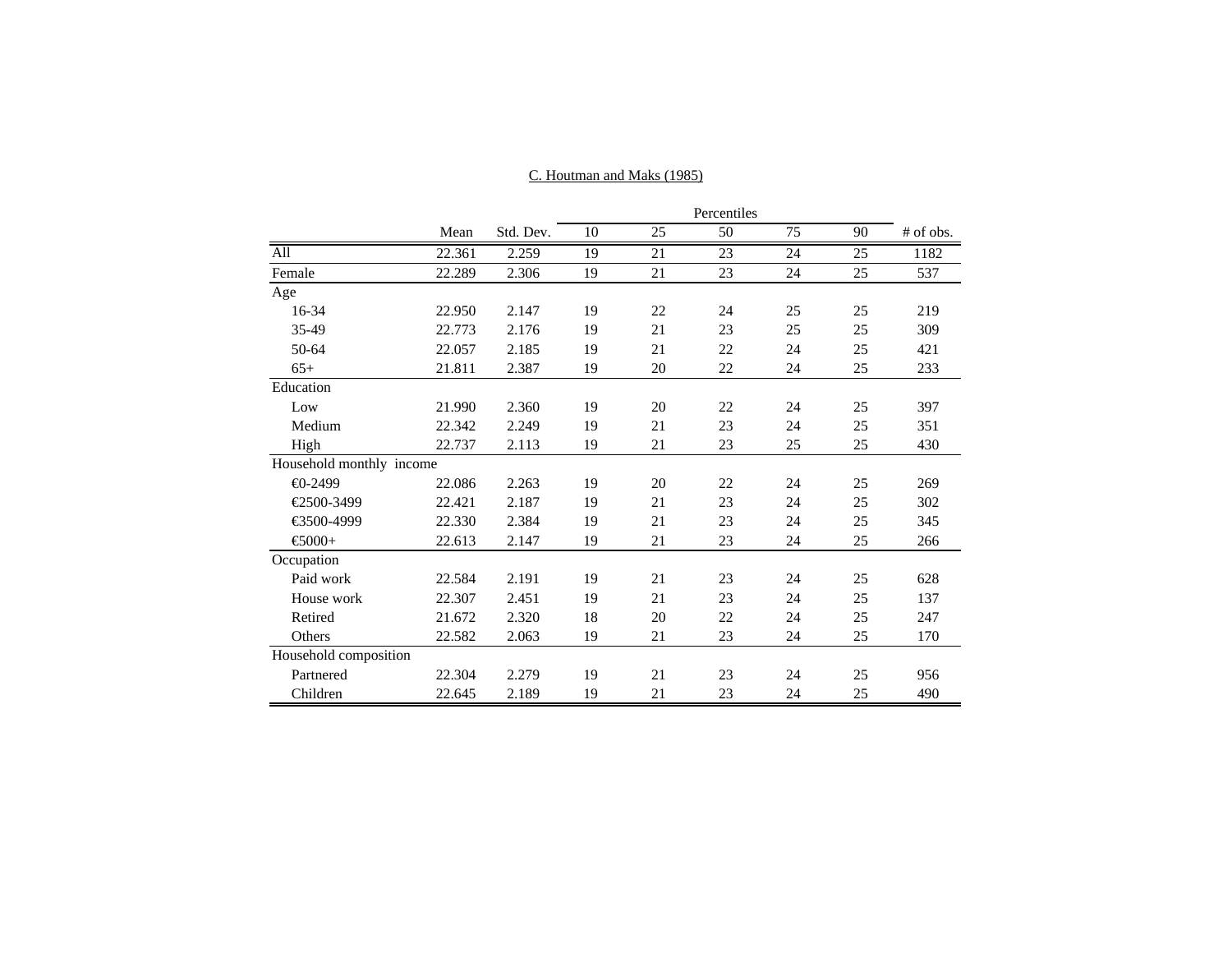C. Houtman and Maks (1985)

| | Mean | Std. Dev. | Percentiles | | | | | # of obs. |
|---|---|---|---|---|---|---|---|---|
| | | | 10 | 25 | 50 | 75 | 90 | |
| All | 22.361 | 2.259 | 19 | 21 | 23 | 24 | 25 | 1182 |
| Female | 22.289 | 2.306 | 19 | 21 | 23 | 24 | 25 | 537 |
| Age | | | | | | | | |
| 16-34 | 22.950 | 2.147 | 19 | 22 | 24 | 25 | 25 | 219 |
| 35-49 | 22.773 | 2.176 | 19 | 21 | 23 | 25 | 25 | 309 |
| 50-64 | 22.057 | 2.185 | 19 | 21 | 22 | 24 | 25 | 421 |
| 65+ | 21.811 | 2.387 | 19 | 20 | 22 | 24 | 25 | 233 |
| Education | | | | | | | | |
| Low | 21.990 | 2.360 | 19 | 20 | 22 | 24 | 25 | 397 |
| Medium | 22.342 | 2.249 | 19 | 21 | 23 | 24 | 25 | 351 |
| High | 22.737 | 2.113 | 19 | 21 | 23 | 25 | 25 | 430 |
| Household monthly income | | | | | | | | |
| €0-2499 | 22.086 | 2.263 | 19 | 20 | 22 | 24 | 25 | 269 |
| €2500-3499 | 22.421 | 2.187 | 19 | 21 | 23 | 24 | 25 | 302 |
| €3500-4999 | 22.330 | 2.384 | 19 | 21 | 23 | 24 | 25 | 345 |
| €5000+ | 22.613 | 2.147 | 19 | 21 | 23 | 24 | 25 | 266 |
| Occupation | | | | | | | | |
| Paid work | 22.584 | 2.191 | 19 | 21 | 23 | 24 | 25 | 628 |
| House work | 22.307 | 2.451 | 19 | 21 | 23 | 24 | 25 | 137 |
| Retired | 21.672 | 2.320 | 18 | 20 | 22 | 24 | 25 | 247 |
| Others | 22.582 | 2.063 | 19 | 21 | 23 | 24 | 25 | 170 |
| Household composition | | | | | | | | |
| Partnered | 22.304 | 2.279 | 19 | 21 | 23 | 24 | 25 | 956 |
| Children | 22.645 | 2.189 | 19 | 21 | 23 | 24 | 25 | 490 |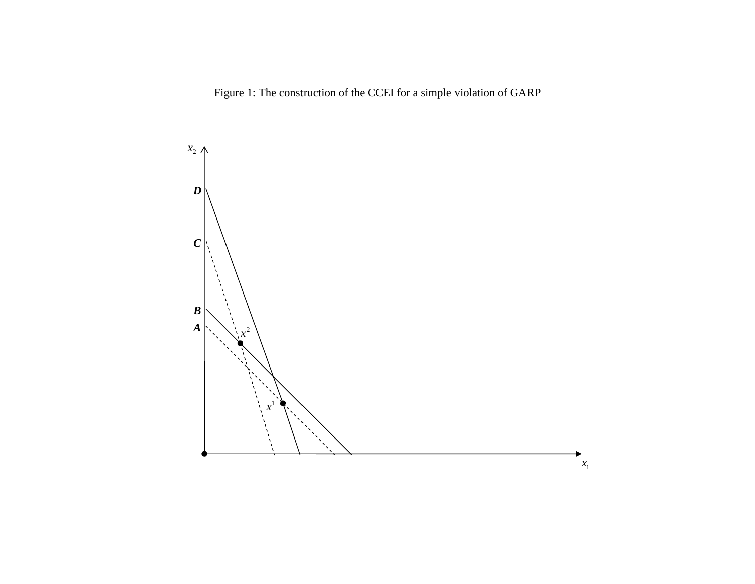Figure 1: The construction of the CCEI for a simple violation of GARP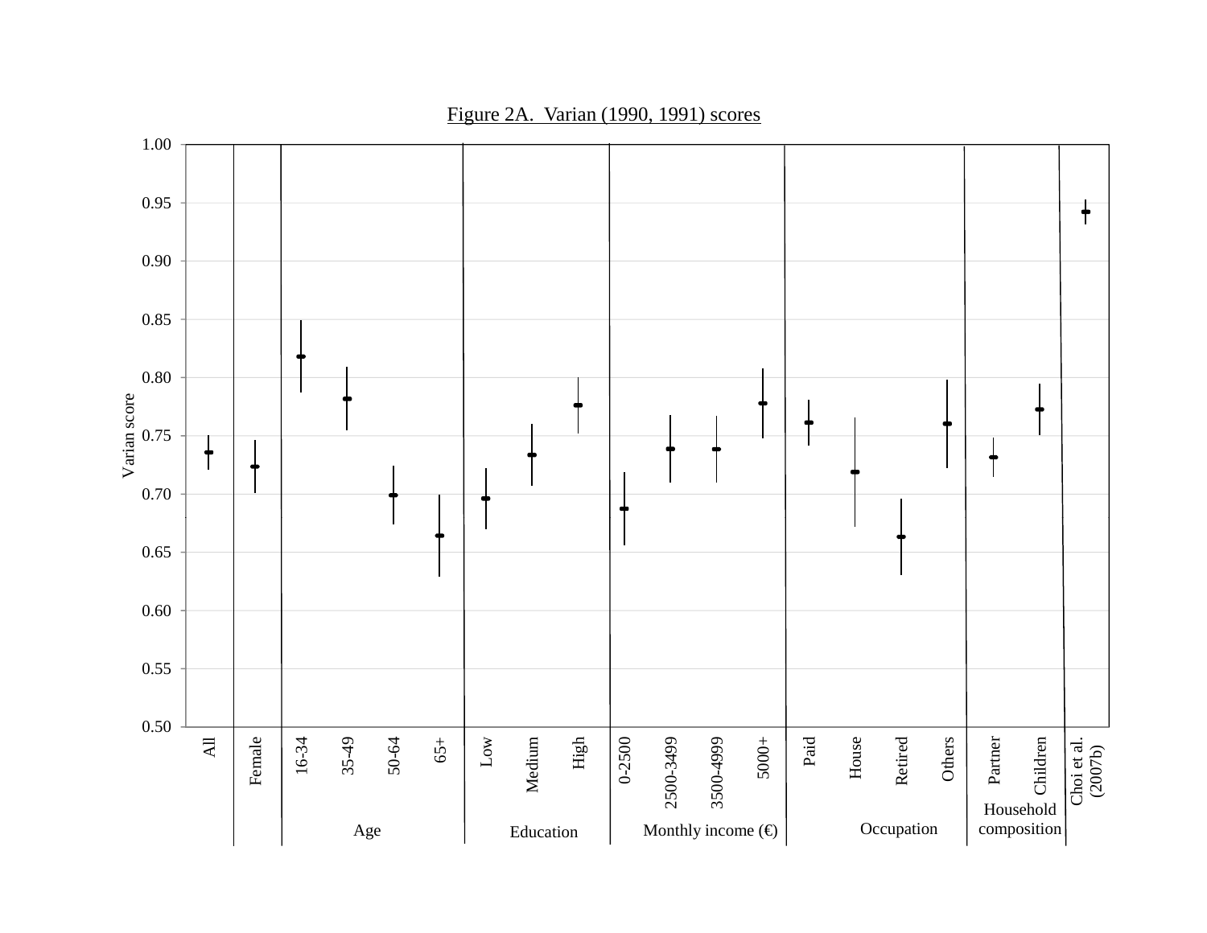Figure 2A. Varian (1990, 1991) scores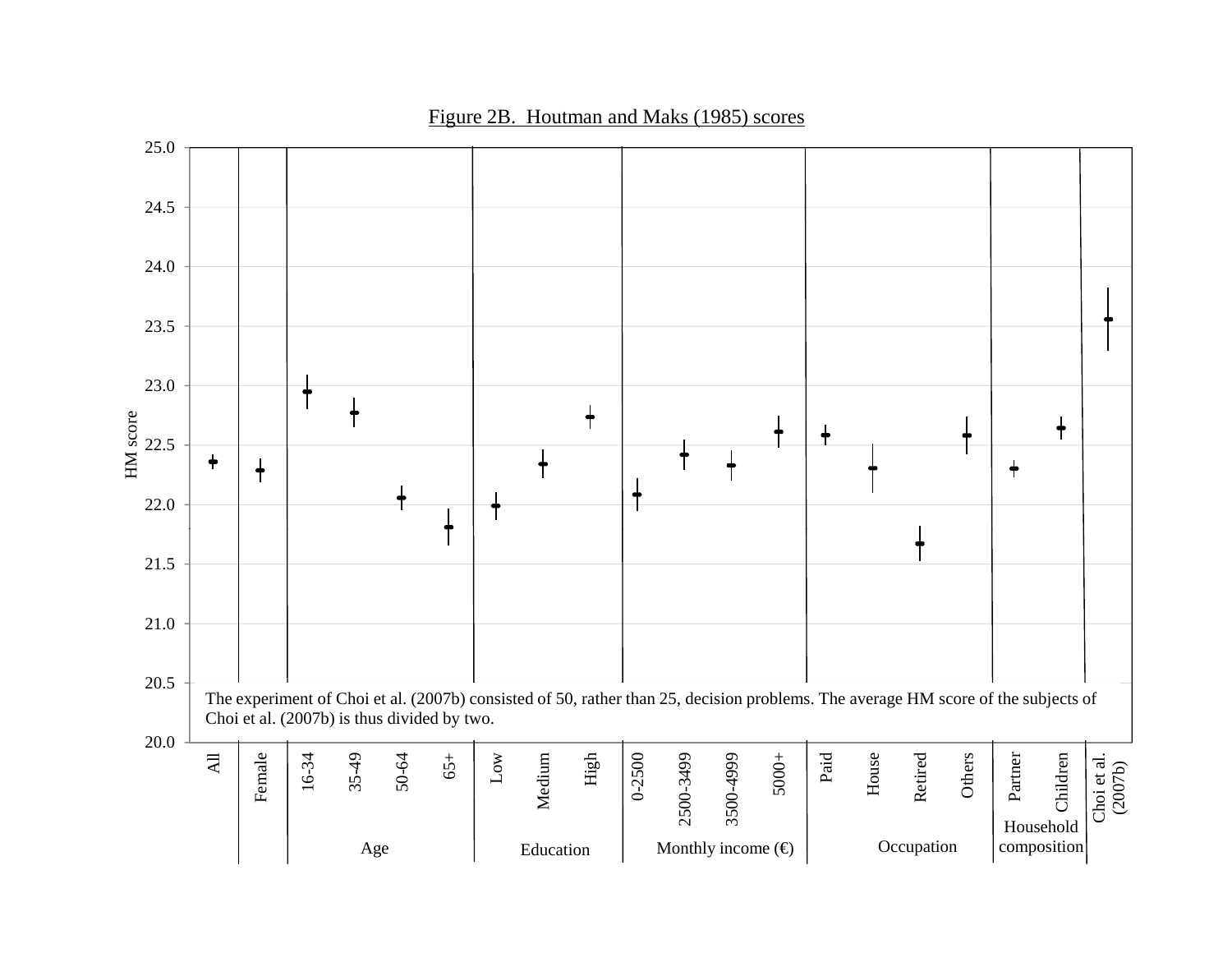Figure 2B. Houtman and Maks (1985) scores

The experiment of Choi et al. (2007b) consisted of 50, rather than 25, decision problems. The average HM score of the subjects of Choi et al. (2007b) is thus divided by two.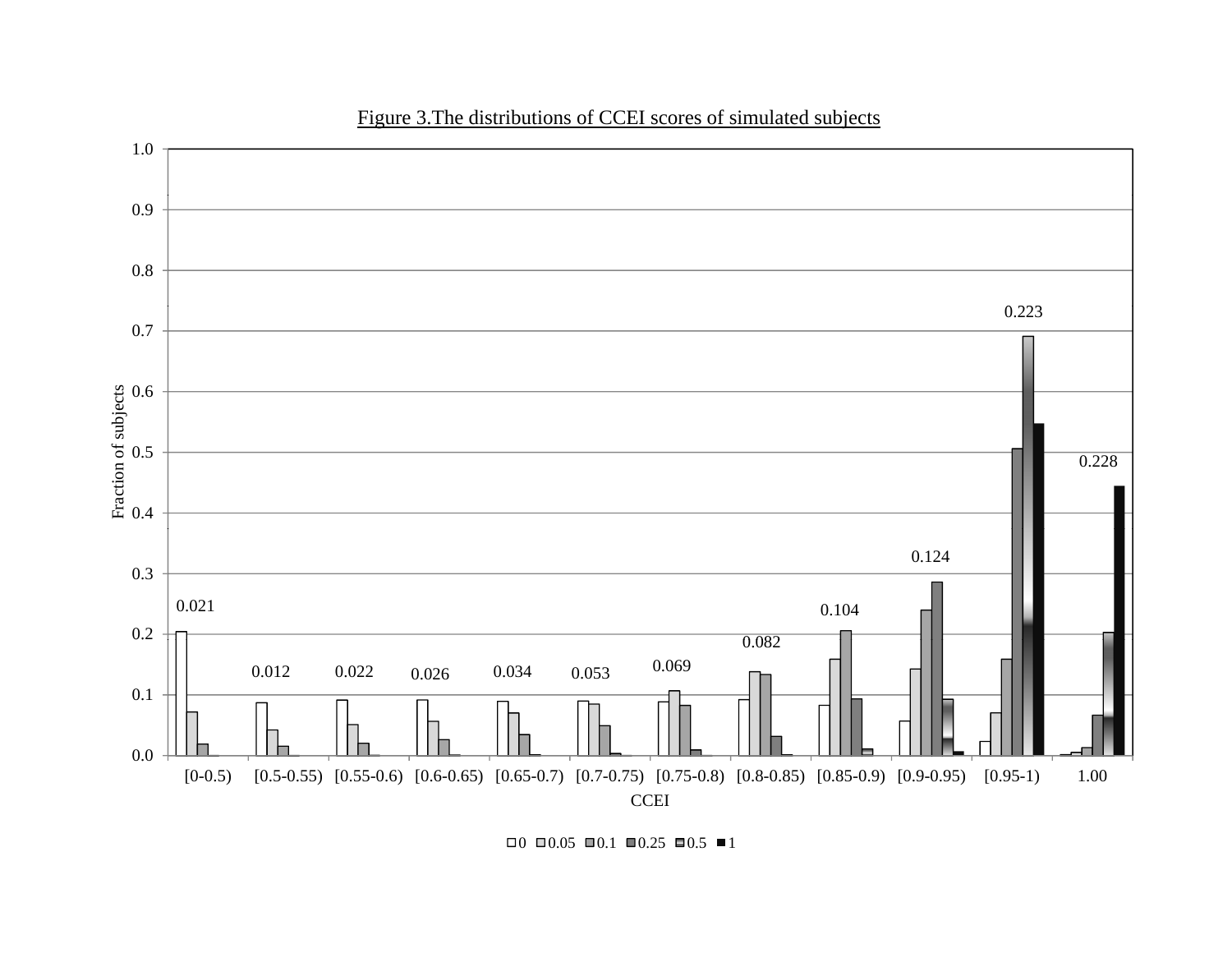Figure 3.The distributions of CCEI scores of simulated subjects

1.0
0.9
0.8
0.7
0.6
0.5
0.4
0.3
0.2
0.1
0.0

Fraction of subjects

0.021
0.012
0.022
0.026
0.034
0.053
0.069
0.082
0.104
0.124
0.223
0.228

[0-0.5) [0.5-0.55) [0.55-0.6) [0.6-0.65) [0.65-0.7) [0.7-0.75) [0.75-0.8) [0.8-0.85) [0.85-0.9) [0.9-0.95) [0.95-1) 1.00

CCEI

0 0.05 0.1 0.25 0.5 1